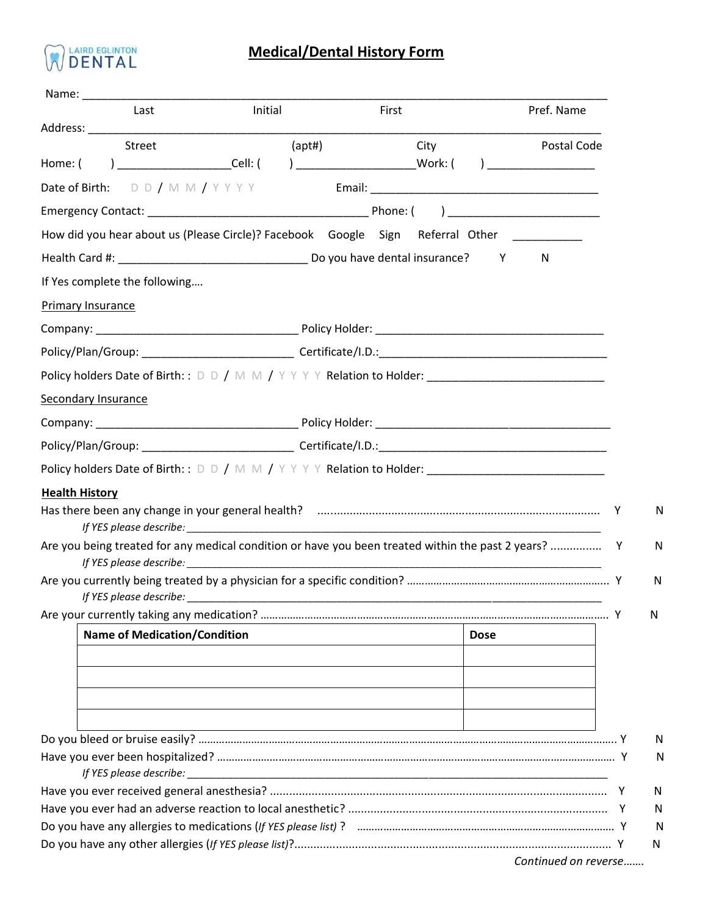LAIRD EGLINTON DENTAL

# Medical/Dental History Form

Name: ________________________________________________________________________________
Last Initial First Pref. Name

Address: ______________________________________________________________________________
Street (apt#) City Postal Code

Home: ( ) _________________Cell: ( ) __________________Work: ( ) ________________

Date of Birth: D D / M M / Y Y Y Y Email: ___________________________________

Emergency Contact: __________________________________ Phone: ( ) _______________________

How did you hear about us (Please Circle)? Facebook Google Sign Referral Other __________

Health Card #: _____________________________ Do you have dental insurance? Y N

If Yes complete the following….

Primary Insurance

Company: _______________________________ Policy Holder: ___________________________________

Policy/Plan/Group: _______________________ Certificate/I.D.:____________________________________

Policy holders Date of Birth: : D D / M M / Y Y Y Y Relation to Holder: ___________________________

Secondary Insurance

Company: _______________________________ Policy Holder: _____________________________________

Policy/Plan/Group: _______________________ Certificate/I.D.:____________________________________

Policy holders Date of Birth: : D D / M M / Y Y Y Y Relation to Holder: ___________________________

**Health History**

Has there been any change in your general health? ........................................................................ Y N
*If YES please describe:* ___________________________________________________________________

Are you being treated for any medical condition or have you been treated within the past 2 years? ............... Y N
*If YES please describe:* ___________________________________________________________________

Are you currently being treated by a physician for a specific condition? ............................................ Y N
*If YES please describe:* ___________________________________________________________________

Are your currently taking any medication? ........................................................................................ Y N

| Name of Medication/Condition | Dose |
|---|---|
| | |
| | |
| | |
| | |

Do you bleed or bruise easily? ........................................................................................................ Y N

Have you ever been hospitalized? ................................................................................................... Y N
*If YES please describe:* ___________________________________________________________________

Have you ever received general anesthesia? ...................................................................................... Y N

Have you ever had an adverse reaction to local anesthetic? ................................................................ Y N

Do you have any allergies to medications (*If YES please list*) ? ........................................................ Y N

Do you have any other allergies (*If YES please list*)?....................................................................... Y N

*Continued on reverse…….*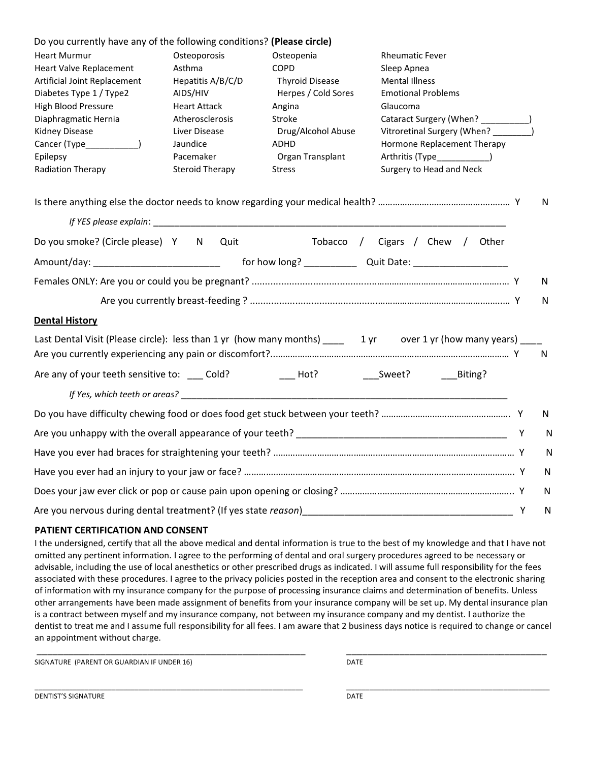Do you currently have any of the following conditions? **(Please circle)**

| | | | |
|---|---|---|---|
| Heart Murmur | Osteoporosis | Osteopenia | Rheumatic Fever |
| Heart Valve Replacement | Asthma | COPD | Sleep Apnea |
| Artificial Joint Replacement | Hepatitis A/B/C/D | Thyroid Disease | Mental Illness |
| Diabetes Type 1 / Type2 | AIDS/HIV | Herpes / Cold Sores | Emotional Problems |
| High Blood Pressure | Heart Attack | Angina | Glaucoma |
| Diaphragmatic Hernia | Atherosclerosis | Stroke | Cataract Surgery (When? __________) |
| Kidney Disease | Liver Disease | Drug/Alcohol Abuse | Vitroretinal Surgery (When? ________) |
| Cancer (Type___________) | Jaundice | ADHD | Hormone Replacement Therapy |
| Epilepsy | Pacemaker | Organ Transplant | Arthritis (Type___________) |
| Radiation Therapy | Steroid Therapy | Stress | Surgery to Head and Neck |

Is there anything else the doctor needs to know regarding your medical health? ……………………………………………… Y N

*If YES please explain*: ___________________________________________________________________________

Do you smoke? (Circle please) Y N Quit Tobacco / Cigars / Chew / Other

Amount/day: ________________________ for how long? __________ Quit Date: _________________

Females ONLY: Are you or could you be pregnant? ........................................................................................ Y N

Are you currently breast-feeding ? ........................................................................................ Y N

## Dental History

Last Dental Visit (Please circle): less than 1 yr (how many months) ____ 1 yr over 1 yr (how many years) ____

Are you currently experiencing any pain or discomfort?.......................................................................................... Y N

Are any of your teeth sensitive to: ___ Cold? ___ Hot? ___Sweet? ___Biting?

*If Yes, which teeth or areas?* ___________________________________________________________________

Do you have difficulty chewing food or does food get stuck between your teeth? ……………………………………………. Y N

Are you unhappy with the overall appearance of your teeth? ________________________________________ Y N

Have you ever had braces for straightening your teeth? ………………………………………………………………………………… Y N

Have you ever had an injury to your jaw or face? …………………………………………………………………………………………… Y N

Does your jaw ever click or pop or cause pain upon opening or closing? ……………..…………………………………………….. Y N

Are you nervous during dental treatment? (If yes state *reason*)________________________________________ Y N

### PATIENT CERTIFICATION AND CONSENT

I the undersigned, certify that all the above medical and dental information is true to the best of my knowledge and that I have not omitted any pertinent information. I agree to the performing of dental and oral surgery procedures agreed to be necessary or advisable, including the use of local anesthetics or other prescribed drugs as indicated. I will assume full responsibility for the fees associated with these procedures. I agree to the privacy policies posted in the reception area and consent to the electronic sharing of information with my insurance company for the purpose of processing insurance claims and determination of benefits. Unless other arrangements have been made assignment of benefits from your insurance company will be set up. My dental insurance plan is a contract between myself and my insurance company, not between my insurance company and my dentist. I authorize the dentist to treat me and I assume full responsibility for all fees. I am aware that 2 business days notice is required to change or cancel an appointment without charge.

_____________________________________________________ _________________________________________

SIGNATURE (PARENT OR GUARDIAN IF UNDER 16) DATE

_____________________________________________________ _________________________________________

DENTIST'S SIGNATURE DATE